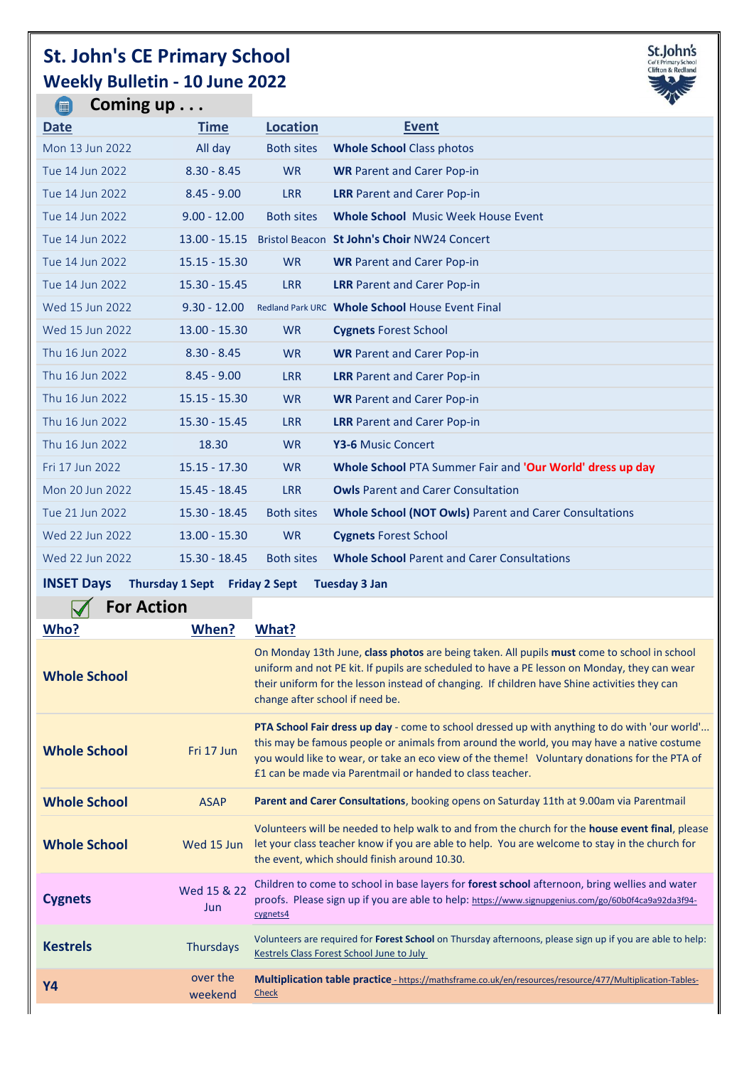# St. John's CE Primary School

## Weekly Bulletin - 10 June 2022

### Coming up . . .

| Date | Time | Location | Event |
|---|---|---|---|
| Mon 13 Jun 2022 | All day | Both sites | **Whole School** Class photos |
| Tue 14 Jun 2022 | 8.30 - 8.45 | WR | **WR** Parent and Carer Pop-in |
| Tue 14 Jun 2022 | 8.45 - 9.00 | LRR | **LRR** Parent and Carer Pop-in |
| Tue 14 Jun 2022 | 9.00 - 12.00 | Both sites | **Whole School** Music Week House Event |
| Tue 14 Jun 2022 | 13.00 - 15.15 | Bristol Beacon | **St John's Choir** NW24 Concert |
| Tue 14 Jun 2022 | 15.15 - 15.30 | WR | **WR** Parent and Carer Pop-in |
| Tue 14 Jun 2022 | 15.30 - 15.45 | LRR | **LRR** Parent and Carer Pop-in |
| Wed 15 Jun 2022 | 9.30 - 12.00 | Redland Park URC | **Whole School** House Event Final |
| Wed 15 Jun 2022 | 13.00 - 15.30 | WR | **Cygnets** Forest School |
| Thu 16 Jun 2022 | 8.30 - 8.45 | WR | **WR** Parent and Carer Pop-in |
| Thu 16 Jun 2022 | 8.45 - 9.00 | LRR | **LRR** Parent and Carer Pop-in |
| Thu 16 Jun 2022 | 15.15 - 15.30 | WR | **WR** Parent and Carer Pop-in |
| Thu 16 Jun 2022 | 15.30 - 15.45 | LRR | **LRR** Parent and Carer Pop-in |
| Thu 16 Jun 2022 | 18.30 | WR | **Y3-6** Music Concert |
| Fri 17 Jun 2022 | 15.15 - 17.30 | WR | **Whole School** PTA Summer Fair and **'Our World' dress up day** |
| Mon 20 Jun 2022 | 15.45 - 18.45 | LRR | **Owls** Parent and Carer Consultation |
| Tue 21 Jun 2022 | 15.30 - 18.45 | Both sites | **Whole School (NOT Owls)** Parent and Carer Consultations |
| Wed 22 Jun 2022 | 13.00 - 15.30 | WR | **Cygnets** Forest School |
| Wed 22 Jun 2022 | 15.30 - 18.45 | Both sites | **Whole School** Parent and Carer Consultations |

**INSET Days** **Thursday 1 Sept** **Friday 2 Sept** **Tuesday 3 Jan**

### For Action

| Who? | When? | What? |
|---|---|---|
| **Whole School** | | On Monday 13th June, **class photos** are being taken. All pupils **must** come to school in school uniform and not PE kit. If pupils are scheduled to have a PE lesson on Monday, they can wear their uniform for the lesson instead of changing. If children have Shine activities they can change after school if need be. |
| **Whole School** | Fri 17 Jun | **PTA School Fair dress up day** - come to school dressed up with anything to do with 'our world'... this may be famous people or animals from around the world, you may have a native costume you would like to wear, or take an eco view of the theme! Voluntary donations for the PTA of £1 can be made via Parentmail or handed to class teacher. |
| **Whole School** | ASAP | **Parent and Carer Consultations**, booking opens on Saturday 11th at 9.00am via Parentmail |
| **Whole School** | Wed 15 Jun | Volunteers will be needed to help walk to and from the church for the **house event final**, please let your class teacher know if you are able to help. You are welcome to stay in the church for the event, which should finish around 10.30. |
| **Cygnets** | Wed 15 & 22 Jun | Children to come to school in base layers for **forest school** afternoon, bring wellies and water proofs. Please sign up if you are able to help: https://www.signupgenius.com/go/60b0f4ca9a92da3f94-cygnets4 |
| **Kestrels** | Thursdays | Volunteers are required for **Forest School** on Thursday afternoons, please sign up if you are able to help: Kestrels Class Forest School June to July |
| **Y4** | over the weekend | **Multiplication table practice** - https://mathsframe.co.uk/en/resources/resource/477/Multiplication-Tables-Check |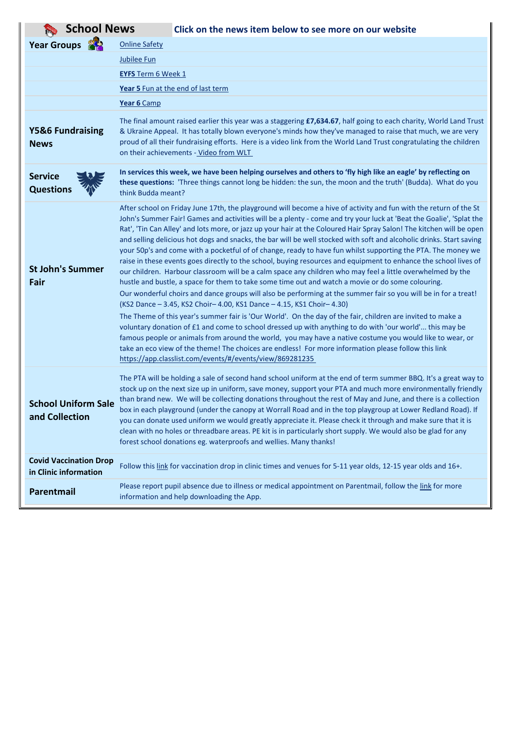## School News

**Click on the news item below to see more on our website**

| | |
|---|---|
| **Year Groups** | Online Safety |
| | Jubilee Fun |
| | **EYFS** Term 6 Week 1 |
| | **Year 5** Fun at the end of last term |
| | **Year 6** Camp |
| **Y5&6 Fundraising News** | The final amount raised earlier this year was a staggering **£7,634.67**, half going to each charity, World Land Trust & Ukraine Appeal. It has totally blown everyone's minds how they've managed to raise that much, we are very proud of all their fundraising efforts. Here is a video link from the World Land Trust congratulating the children on their achievements - Video from WLT |
| **Service Questions** | **In services this week, we have been helping ourselves and others to 'fly high like an eagle' by reflecting on these questions:** 'Three things cannot long be hidden: the sun, the moon and the truth' (Budda). What do you think Budda meant? |
| **St John's Summer Fair** | After school on Friday June 17th, the playground will become a hive of activity and fun with the return of the St John's Summer Fair! Games and activities will be a plenty - come and try your luck at 'Beat the Goalie', 'Splat the Rat', 'Tin Can Alley' and lots more, or jazz up your hair at the Coloured Hair Spray Salon! The kitchen will be open and selling delicious hot dogs and snacks, the bar will be well stocked with soft and alcoholic drinks. Start saving your 50p's and come with a pocketful of of change, ready to have fun whilst supporting the PTA. The money we raise in these events goes directly to the school, buying resources and equipment to enhance the school lives of our children. Harbour classroom will be a calm space any children who may feel a little overwhelmed by the hustle and bustle, a space for them to take some time out and watch a movie or do some colouring. Our wonderful choirs and dance groups will also be performing at the summer fair so you will be in for a treat! (KS2 Dance – 3.45, KS2 Choir– 4.00, KS1 Dance – 4.15, KS1 Choir– 4.30) The Theme of this year's summer fair is 'Our World'. On the day of the fair, children are invited to make a voluntary donation of £1 and come to school dressed up with anything to do with 'our world'... this may be famous people or animals from around the world, you may have a native costume you would like to wear, or take an eco view of the theme! The choices are endless! For more information please follow this link https://app.classlist.com/events/#/events/view/869281235 |
| **School Uniform Sale and Collection** | The PTA will be holding a sale of second hand school uniform at the end of term summer BBQ. It's a great way to stock up on the next size up in uniform, save money, support your PTA and much more environmentally friendly than brand new. We will be collecting donations throughout the rest of May and June, and there is a collection box in each playground (under the canopy at Worrall Road and in the top playgroup at Lower Redland Road). If you can donate used uniform we would greatly appreciate it. Please check it through and make sure that it is clean with no holes or threadbare areas. PE kit is in particularly short supply. We would also be glad for any forest school donations eg. waterproofs and wellies. Many thanks! |
| **Covid Vaccination Drop in Clinic information** | Follow this link for vaccination drop in clinic times and venues for 5-11 year olds, 12-15 year olds and 16+. |
| **Parentmail** | Please report pupil absence due to illness or medical appointment on Parentmail, follow the link for more information and help downloading the App. |